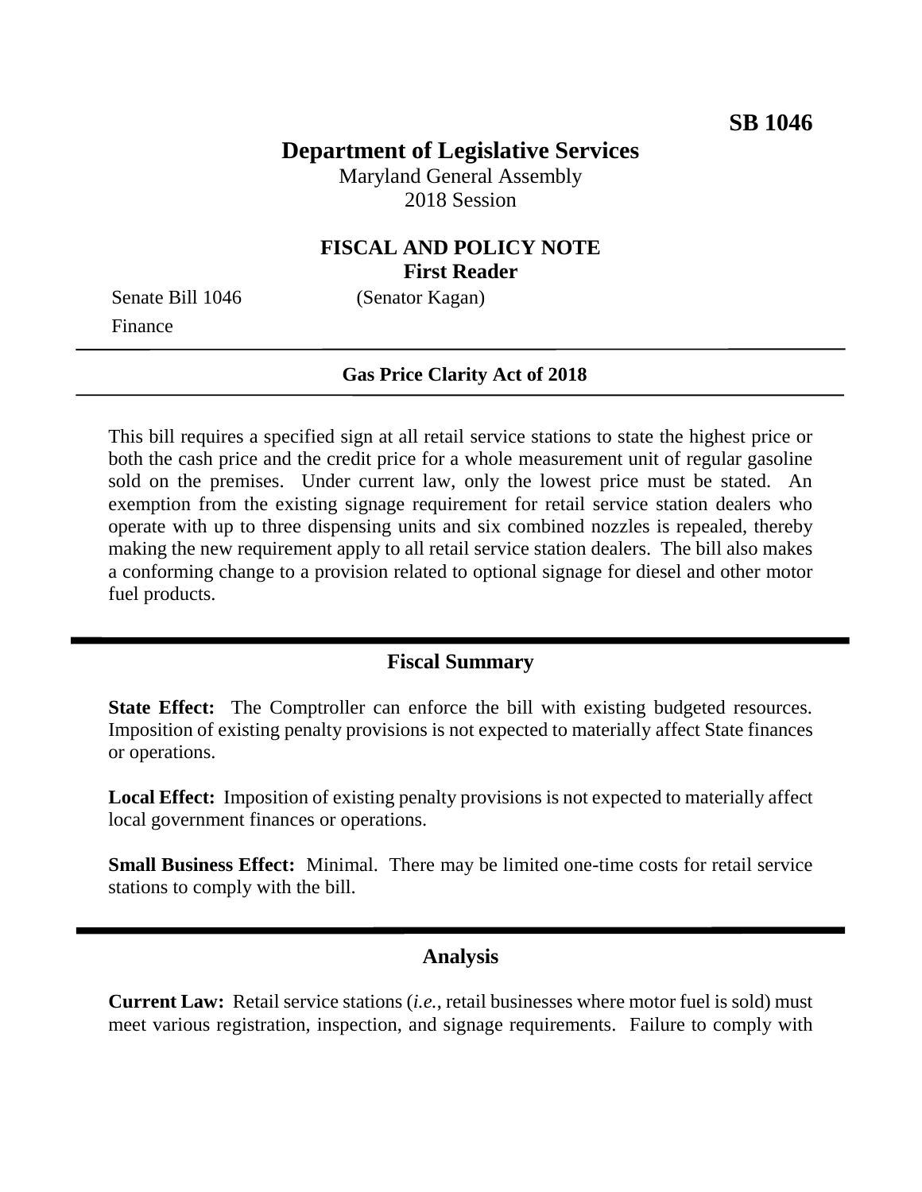**SB 1046**

# Department of Legislative Services

Maryland General Assembly
2018 Session

## FISCAL AND POLICY NOTE
**First Reader**

Senate Bill 1046 (Senator Kagan)
Finance

---

**Gas Price Clarity Act of 2018**

---

This bill requires a specified sign at all retail service stations to state the highest price or both the cash price and the credit price for a whole measurement unit of regular gasoline sold on the premises. Under current law, only the lowest price must be stated. An exemption from the existing signage requirement for retail service station dealers who operate with up to three dispensing units and six combined nozzles is repealed, thereby making the new requirement apply to all retail service station dealers. The bill also makes a conforming change to a provision related to optional signage for diesel and other motor fuel products.

## Fiscal Summary

**State Effect:** The Comptroller can enforce the bill with existing budgeted resources. Imposition of existing penalty provisions is not expected to materially affect State finances or operations.

**Local Effect:** Imposition of existing penalty provisions is not expected to materially affect local government finances or operations.

**Small Business Effect:** Minimal. There may be limited one-time costs for retail service stations to comply with the bill.

## Analysis

**Current Law:** Retail service stations (*i.e.*, retail businesses where motor fuel is sold) must meet various registration, inspection, and signage requirements. Failure to comply with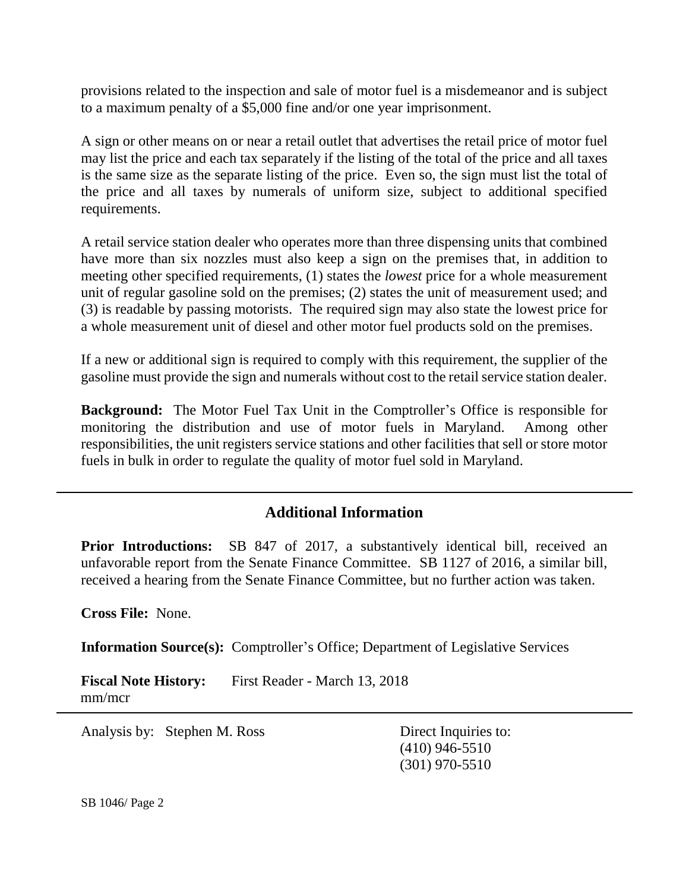provisions related to the inspection and sale of motor fuel is a misdemeanor and is subject to a maximum penalty of a $5,000 fine and/or one year imprisonment.

A sign or other means on or near a retail outlet that advertises the retail price of motor fuel may list the price and each tax separately if the listing of the total of the price and all taxes is the same size as the separate listing of the price. Even so, the sign must list the total of the price and all taxes by numerals of uniform size, subject to additional specified requirements.

A retail service station dealer who operates more than three dispensing units that combined have more than six nozzles must also keep a sign on the premises that, in addition to meeting other specified requirements, (1) states the *lowest* price for a whole measurement unit of regular gasoline sold on the premises; (2) states the unit of measurement used; and (3) is readable by passing motorists. The required sign may also state the lowest price for a whole measurement unit of diesel and other motor fuel products sold on the premises.

If a new or additional sign is required to comply with this requirement, the supplier of the gasoline must provide the sign and numerals without cost to the retail service station dealer.

**Background:** The Motor Fuel Tax Unit in the Comptroller's Office is responsible for monitoring the distribution and use of motor fuels in Maryland. Among other responsibilities, the unit registers service stations and other facilities that sell or store motor fuels in bulk in order to regulate the quality of motor fuel sold in Maryland.

## Additional Information

**Prior Introductions:** SB 847 of 2017, a substantively identical bill, received an unfavorable report from the Senate Finance Committee. SB 1127 of 2016, a similar bill, received a hearing from the Senate Finance Committee, but no further action was taken.

**Cross File:** None.

**Information Source(s):** Comptroller's Office; Department of Legislative Services

**Fiscal Note History:** First Reader - March 13, 2018
mm/mcr

Analysis by: Stephen M. Ross

Direct Inquiries to:
(410) 946-5510
(301) 970-5510